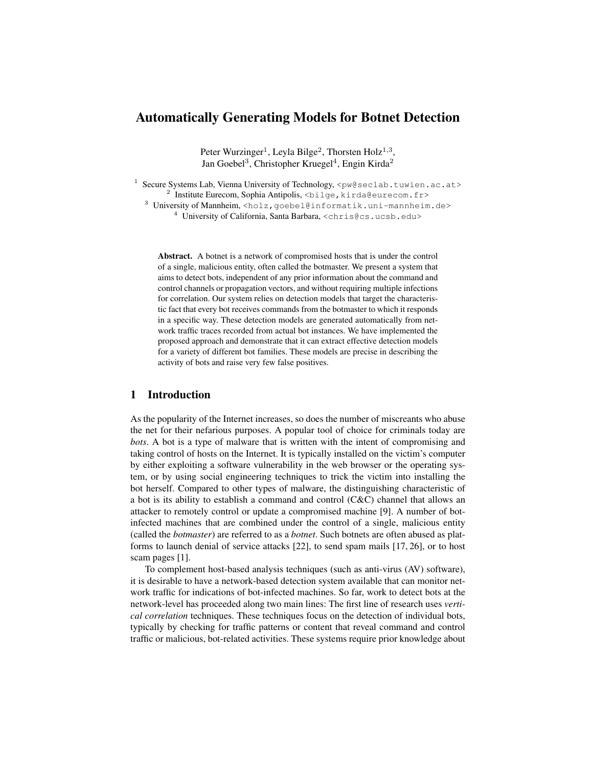# Automatically Generating Models for Botnet Detection

Peter Wurzinger[1], Leyla Bilge[2], Thorsten Holz[1,3], Jan Goebel[3], Christopher Kruegel[4], Engin Kirda[2]

[1] Secure Systems Lab, Vienna University of Technology, <pw@seclab.tuwien.ac.at>
[2] Institute Eurecom, Sophia Antipolis, <bilge,kirda@eurecom.fr>
[3] University of Mannheim, <holz,goebel@informatik.uni-mannheim.de>
[4] University of California, Santa Barbara, <chris@cs.ucsb.edu>

**Abstract.** A botnet is a network of compromised hosts that is under the control of a single, malicious entity, often called the botmaster. We present a system that aims to detect bots, independent of any prior information about the command and control channels or propagation vectors, and without requiring multiple infections for correlation. Our system relies on detection models that target the characteristic fact that every bot receives commands from the botmaster to which it responds in a specific way. These detection models are generated automatically from network traffic traces recorded from actual bot instances. We have implemented the proposed approach and demonstrate that it can extract effective detection models for a variety of different bot families. These models are precise in describing the activity of bots and raise very few false positives.

## 1 Introduction

As the popularity of the Internet increases, so does the number of miscreants who abuse the net for their nefarious purposes. A popular tool of choice for criminals today are *bots*. A bot is a type of malware that is written with the intent of compromising and taking control of hosts on the Internet. It is typically installed on the victim's computer by either exploiting a software vulnerability in the web browser or the operating system, or by using social engineering techniques to trick the victim into installing the bot herself. Compared to other types of malware, the distinguishing characteristic of a bot is its ability to establish a command and control (C&C) channel that allows an attacker to remotely control or update a compromised machine [9]. A number of bot-infected machines that are combined under the control of a single, malicious entity (called the *botmaster*) are referred to as a *botnet*. Such botnets are often abused as platforms to launch denial of service attacks [22], to send spam mails [17, 26], or to host scam pages [1].

To complement host-based analysis techniques (such as anti-virus (AV) software), it is desirable to have a network-based detection system available that can monitor network traffic for indications of bot-infected machines. So far, work to detect bots at the network-level has proceeded along two main lines: The first line of research uses *vertical correlation* techniques. These techniques focus on the detection of individual bots, typically by checking for traffic patterns or content that reveal command and control traffic or malicious, bot-related activities. These systems require prior knowledge about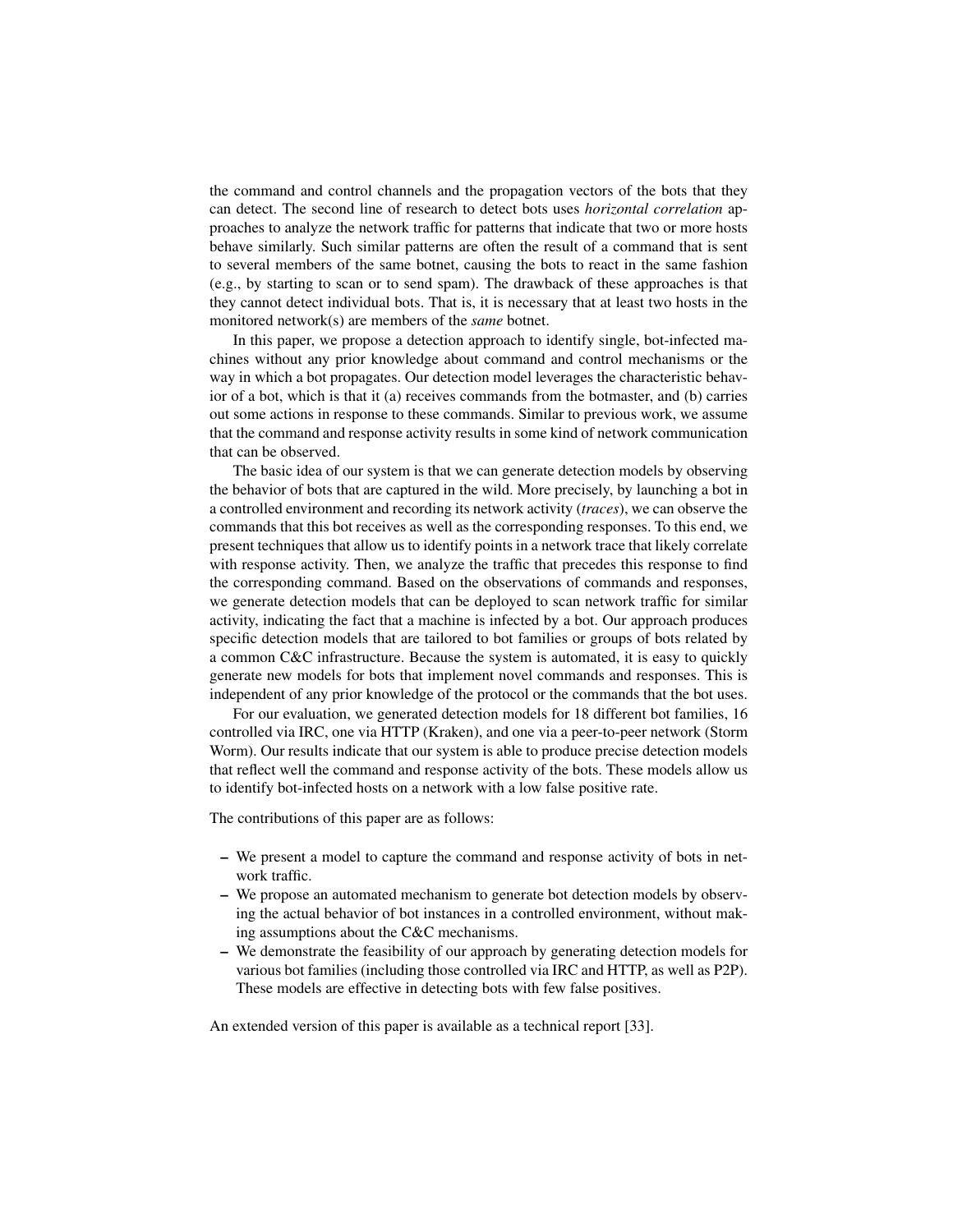the command and control channels and the propagation vectors of the bots that they can detect. The second line of research to detect bots uses *horizontal correlation* approaches to analyze the network traffic for patterns that indicate that two or more hosts behave similarly. Such similar patterns are often the result of a command that is sent to several members of the same botnet, causing the bots to react in the same fashion (e.g., by starting to scan or to send spam). The drawback of these approaches is that they cannot detect individual bots. That is, it is necessary that at least two hosts in the monitored network(s) are members of the *same* botnet.

In this paper, we propose a detection approach to identify single, bot-infected machines without any prior knowledge about command and control mechanisms or the way in which a bot propagates. Our detection model leverages the characteristic behavior of a bot, which is that it (a) receives commands from the botmaster, and (b) carries out some actions in response to these commands. Similar to previous work, we assume that the command and response activity results in some kind of network communication that can be observed.

The basic idea of our system is that we can generate detection models by observing the behavior of bots that are captured in the wild. More precisely, by launching a bot in a controlled environment and recording its network activity (*traces*), we can observe the commands that this bot receives as well as the corresponding responses. To this end, we present techniques that allow us to identify points in a network trace that likely correlate with response activity. Then, we analyze the traffic that precedes this response to find the corresponding command. Based on the observations of commands and responses, we generate detection models that can be deployed to scan network traffic for similar activity, indicating the fact that a machine is infected by a bot. Our approach produces specific detection models that are tailored to bot families or groups of bots related by a common C&C infrastructure. Because the system is automated, it is easy to quickly generate new models for bots that implement novel commands and responses. This is independent of any prior knowledge of the protocol or the commands that the bot uses.

For our evaluation, we generated detection models for 18 different bot families, 16 controlled via IRC, one via HTTP (Kraken), and one via a peer-to-peer network (Storm Worm). Our results indicate that our system is able to produce precise detection models that reflect well the command and response activity of the bots. These models allow us to identify bot-infected hosts on a network with a low false positive rate.

The contributions of this paper are as follows:

- We present a model to capture the command and response activity of bots in network traffic.
- We propose an automated mechanism to generate bot detection models by observing the actual behavior of bot instances in a controlled environment, without making assumptions about the C&C mechanisms.
- We demonstrate the feasibility of our approach by generating detection models for various bot families (including those controlled via IRC and HTTP, as well as P2P). These models are effective in detecting bots with few false positives.

An extended version of this paper is available as a technical report [33].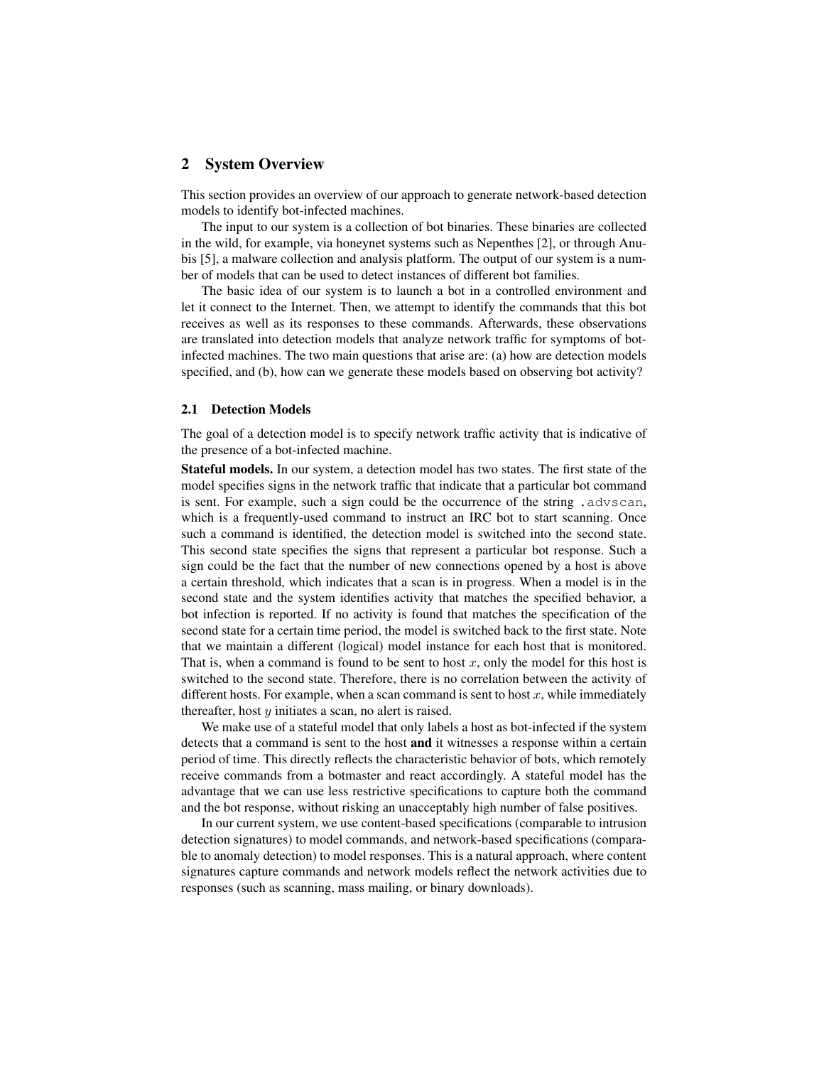## 2 System Overview

This section provides an overview of our approach to generate network-based detection models to identify bot-infected machines.

The input to our system is a collection of bot binaries. These binaries are collected in the wild, for example, via honeynet systems such as Nepenthes [2], or through Anubis [5], a malware collection and analysis platform. The output of our system is a number of models that can be used to detect instances of different bot families.

The basic idea of our system is to launch a bot in a controlled environment and let it connect to the Internet. Then, we attempt to identify the commands that this bot receives as well as its responses to these commands. Afterwards, these observations are translated into detection models that analyze network traffic for symptoms of bot-infected machines. The two main questions that arise are: (a) how are detection models specified, and (b), how can we generate these models based on observing bot activity?

### 2.1 Detection Models

The goal of a detection model is to specify network traffic activity that is indicative of the presence of a bot-infected machine.

**Stateful models.** In our system, a detection model has two states. The first state of the model specifies signs in the network traffic that indicate that a particular bot command is sent. For example, such a sign could be the occurrence of the string `.advscan`, which is a frequently-used command to instruct an IRC bot to start scanning. Once such a command is identified, the detection model is switched into the second state. This second state specifies the signs that represent a particular bot response. Such a sign could be the fact that the number of new connections opened by a host is above a certain threshold, which indicates that a scan is in progress. When a model is in the second state and the system identifies activity that matches the specified behavior, a bot infection is reported. If no activity is found that matches the specification of the second state for a certain time period, the model is switched back to the first state. Note that we maintain a different (logical) model instance for each host that is monitored. That is, when a command is found to be sent to host $x$, only the model for this host is switched to the second state. Therefore, there is no correlation between the activity of different hosts. For example, when a scan command is sent to host $x$, while immediately thereafter, host $y$ initiates a scan, no alert is raised.

We make use of a stateful model that only labels a host as bot-infected if the system detects that a command is sent to the host **and** it witnesses a response within a certain period of time. This directly reflects the characteristic behavior of bots, which remotely receive commands from a botmaster and react accordingly. A stateful model has the advantage that we can use less restrictive specifications to capture both the command and the bot response, without risking an unacceptably high number of false positives.

In our current system, we use content-based specifications (comparable to intrusion detection signatures) to model commands, and network-based specifications (comparable to anomaly detection) to model responses. This is a natural approach, where content signatures capture commands and network models reflect the network activities due to responses (such as scanning, mass mailing, or binary downloads).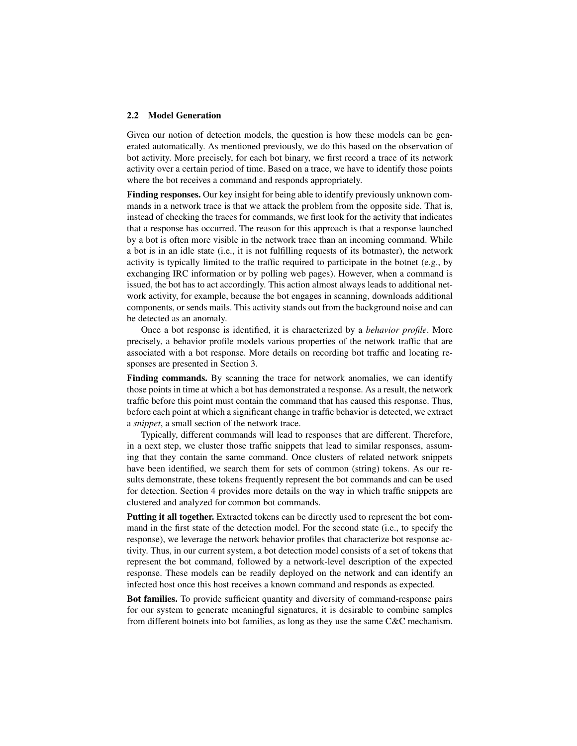### 2.2 Model Generation

Given our notion of detection models, the question is how these models can be generated automatically. As mentioned previously, we do this based on the observation of bot activity. More precisely, for each bot binary, we first record a trace of its network activity over a certain period of time. Based on a trace, we have to identify those points where the bot receives a command and responds appropriately.

**Finding responses.** Our key insight for being able to identify previously unknown commands in a network trace is that we attack the problem from the opposite side. That is, instead of checking the traces for commands, we first look for the activity that indicates that a response has occurred. The reason for this approach is that a response launched by a bot is often more visible in the network trace than an incoming command. While a bot is in an idle state (i.e., it is not fulfilling requests of its botmaster), the network activity is typically limited to the traffic required to participate in the botnet (e.g., by exchanging IRC information or by polling web pages). However, when a command is issued, the bot has to act accordingly. This action almost always leads to additional network activity, for example, because the bot engages in scanning, downloads additional components, or sends mails. This activity stands out from the background noise and can be detected as an anomaly.

Once a bot response is identified, it is characterized by a *behavior profile*. More precisely, a behavior profile models various properties of the network traffic that are associated with a bot response. More details on recording bot traffic and locating responses are presented in Section 3.

**Finding commands.** By scanning the trace for network anomalies, we can identify those points in time at which a bot has demonstrated a response. As a result, the network traffic before this point must contain the command that has caused this response. Thus, before each point at which a significant change in traffic behavior is detected, we extract a *snippet*, a small section of the network trace.

Typically, different commands will lead to responses that are different. Therefore, in a next step, we cluster those traffic snippets that lead to similar responses, assuming that they contain the same command. Once clusters of related network snippets have been identified, we search them for sets of common (string) tokens. As our results demonstrate, these tokens frequently represent the bot commands and can be used for detection. Section 4 provides more details on the way in which traffic snippets are clustered and analyzed for common bot commands.

**Putting it all together.** Extracted tokens can be directly used to represent the bot command in the first state of the detection model. For the second state (i.e., to specify the response), we leverage the network behavior profiles that characterize bot response activity. Thus, in our current system, a bot detection model consists of a set of tokens that represent the bot command, followed by a network-level description of the expected response. These models can be readily deployed on the network and can identify an infected host once this host receives a known command and responds as expected.

**Bot families.** To provide sufficient quantity and diversity of command-response pairs for our system to generate meaningful signatures, it is desirable to combine samples from different botnets into bot families, as long as they use the same C&C mechanism.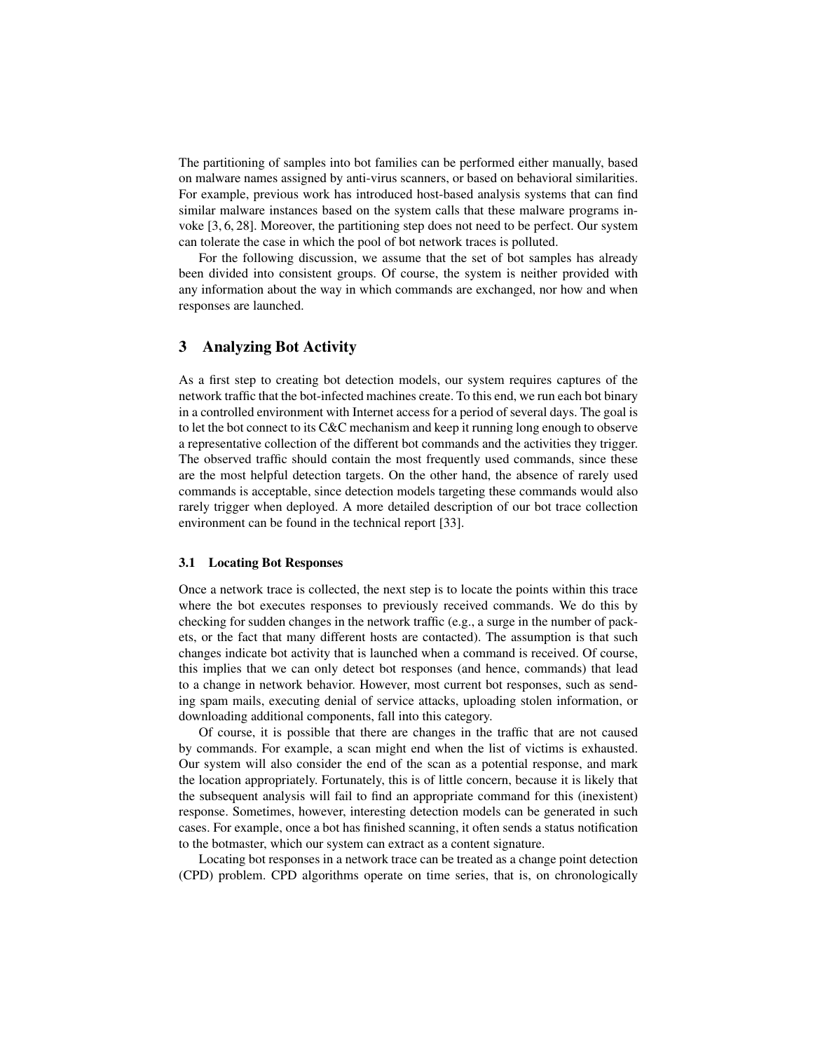The partitioning of samples into bot families can be performed either manually, based on malware names assigned by anti-virus scanners, or based on behavioral similarities. For example, previous work has introduced host-based analysis systems that can find similar malware instances based on the system calls that these malware programs invoke [3, 6, 28]. Moreover, the partitioning step does not need to be perfect. Our system can tolerate the case in which the pool of bot network traces is polluted.

For the following discussion, we assume that the set of bot samples has already been divided into consistent groups. Of course, the system is neither provided with any information about the way in which commands are exchanged, nor how and when responses are launched.

## 3 Analyzing Bot Activity

As a first step to creating bot detection models, our system requires captures of the network traffic that the bot-infected machines create. To this end, we run each bot binary in a controlled environment with Internet access for a period of several days. The goal is to let the bot connect to its C&C mechanism and keep it running long enough to observe a representative collection of the different bot commands and the activities they trigger. The observed traffic should contain the most frequently used commands, since these are the most helpful detection targets. On the other hand, the absence of rarely used commands is acceptable, since detection models targeting these commands would also rarely trigger when deployed. A more detailed description of our bot trace collection environment can be found in the technical report [33].

### 3.1 Locating Bot Responses

Once a network trace is collected, the next step is to locate the points within this trace where the bot executes responses to previously received commands. We do this by checking for sudden changes in the network traffic (e.g., a surge in the number of packets, or the fact that many different hosts are contacted). The assumption is that such changes indicate bot activity that is launched when a command is received. Of course, this implies that we can only detect bot responses (and hence, commands) that lead to a change in network behavior. However, most current bot responses, such as sending spam mails, executing denial of service attacks, uploading stolen information, or downloading additional components, fall into this category.

Of course, it is possible that there are changes in the traffic that are not caused by commands. For example, a scan might end when the list of victims is exhausted. Our system will also consider the end of the scan as a potential response, and mark the location appropriately. Fortunately, this is of little concern, because it is likely that the subsequent analysis will fail to find an appropriate command for this (inexistent) response. Sometimes, however, interesting detection models can be generated in such cases. For example, once a bot has finished scanning, it often sends a status notification to the botmaster, which our system can extract as a content signature.

Locating bot responses in a network trace can be treated as a change point detection (CPD) problem. CPD algorithms operate on time series, that is, on chronologically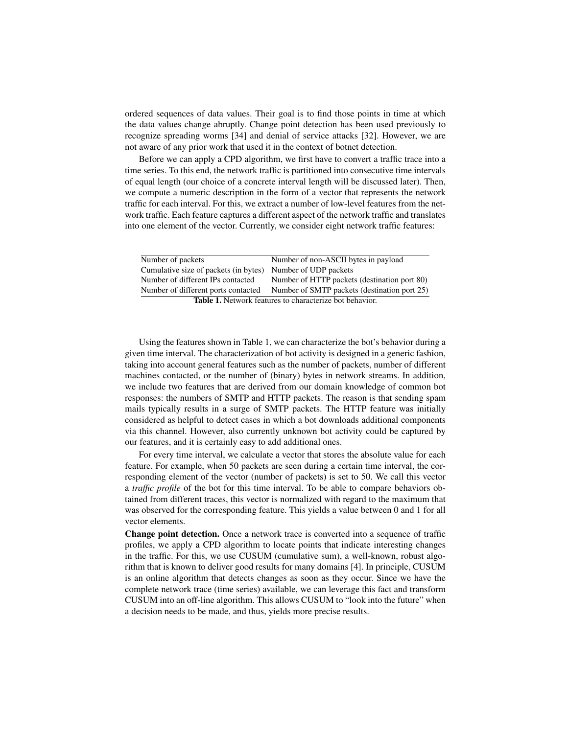ordered sequences of data values. Their goal is to find those points in time at which the data values change abruptly. Change point detection has been used previously to recognize spreading worms [34] and denial of service attacks [32]. However, we are not aware of any prior work that used it in the context of botnet detection.

Before we can apply a CPD algorithm, we first have to convert a traffic trace into a time series. To this end, the network traffic is partitioned into consecutive time intervals of equal length (our choice of a concrete interval length will be discussed later). Then, we compute a numeric description in the form of a vector that represents the network traffic for each interval. For this, we extract a number of low-level features from the network traffic. Each feature captures a different aspect of the network traffic and translates into one element of the vector. Currently, we consider eight network traffic features:

| | |
|---|---|
| Number of packets | Number of non-ASCII bytes in payload |
| Cumulative size of packets (in bytes) | Number of UDP packets |
| Number of different IPs contacted | Number of HTTP packets (destination port 80) |
| Number of different ports contacted | Number of SMTP packets (destination port 25) |

**Table 1.** Network features to characterize bot behavior.

Using the features shown in Table 1, we can characterize the bot's behavior during a given time interval. The characterization of bot activity is designed in a generic fashion, taking into account general features such as the number of packets, number of different machines contacted, or the number of (binary) bytes in network streams. In addition, we include two features that are derived from our domain knowledge of common bot responses: the numbers of SMTP and HTTP packets. The reason is that sending spam mails typically results in a surge of SMTP packets. The HTTP feature was initially considered as helpful to detect cases in which a bot downloads additional components via this channel. However, also currently unknown bot activity could be captured by our features, and it is certainly easy to add additional ones.

For every time interval, we calculate a vector that stores the absolute value for each feature. For example, when 50 packets are seen during a certain time interval, the corresponding element of the vector (number of packets) is set to 50. We call this vector a *traffic profile* of the bot for this time interval. To be able to compare behaviors obtained from different traces, this vector is normalized with regard to the maximum that was observed for the corresponding feature. This yields a value between 0 and 1 for all vector elements.

**Change point detection.** Once a network trace is converted into a sequence of traffic profiles, we apply a CPD algorithm to locate points that indicate interesting changes in the traffic. For this, we use CUSUM (cumulative sum), a well-known, robust algorithm that is known to deliver good results for many domains [4]. In principle, CUSUM is an online algorithm that detects changes as soon as they occur. Since we have the complete network trace (time series) available, we can leverage this fact and transform CUSUM into an off-line algorithm. This allows CUSUM to "look into the future" when a decision needs to be made, and thus, yields more precise results.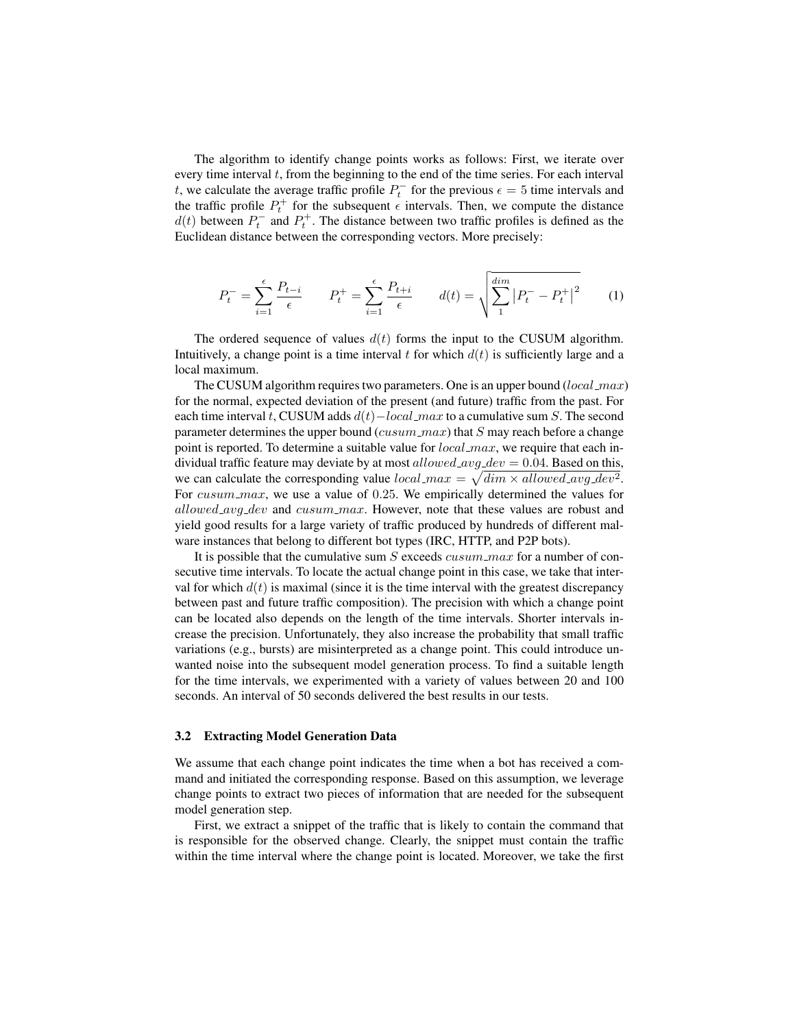The algorithm to identify change points works as follows: First, we iterate over every time interval $t$, from the beginning to the end of the time series. For each interval $t$, we calculate the average traffic profile $P_t^-$ for the previous $\epsilon = 5$ time intervals and the traffic profile $P_t^+$ for the subsequent $\epsilon$ intervals. Then, we compute the distance $d(t)$ between $P_t^-$ and $P_t^+$. The distance between two traffic profiles is defined as the Euclidean distance between the corresponding vectors. More precisely:

$$P_t^- = \sum_{i=1}^{\epsilon} \frac{P_{t-i}}{\epsilon} \qquad P_t^+ = \sum_{i=1}^{\epsilon} \frac{P_{t+i}}{\epsilon} \qquad d(t) = \sqrt{\sum_{1}^{dim} \left| P_t^- - P_t^+ \right|^2} \tag{1}$$

The ordered sequence of values $d(t)$ forms the input to the CUSUM algorithm. Intuitively, a change point is a time interval $t$ for which $d(t)$ is sufficiently large and a local maximum.

The CUSUM algorithm requires two parameters. One is an upper bound ($local\_max$) for the normal, expected deviation of the present (and future) traffic from the past. For each time interval $t$, CUSUM adds $d(t) - local\_max$ to a cumulative sum $S$. The second parameter determines the upper bound ($cusum\_max$) that $S$ may reach before a change point is reported. To determine a suitable value for $local\_max$, we require that each individual traffic feature may deviate by at most $allowed\_avg\_dev = 0.04$. Based on this, we can calculate the corresponding value $local\_max = \sqrt{dim \times allowed\_avg\_dev^2}$. For $cusum\_max$, we use a value of $0.25$. We empirically determined the values for $allowed\_avg\_dev$ and $cusum\_max$. However, note that these values are robust and yield good results for a large variety of traffic produced by hundreds of different malware instances that belong to different bot types (IRC, HTTP, and P2P bots).

It is possible that the cumulative sum $S$ exceeds $cusum\_max$ for a number of consecutive time intervals. To locate the actual change point in this case, we take that interval for which $d(t)$ is maximal (since it is the time interval with the greatest discrepancy between past and future traffic composition). The precision with which a change point can be located also depends on the length of the time intervals. Shorter intervals increase the precision. Unfortunately, they also increase the probability that small traffic variations (e.g., bursts) are misinterpreted as a change point. This could introduce unwanted noise into the subsequent model generation process. To find a suitable length for the time intervals, we experimented with a variety of values between 20 and 100 seconds. An interval of 50 seconds delivered the best results in our tests.

### 3.2 Extracting Model Generation Data

We assume that each change point indicates the time when a bot has received a command and initiated the corresponding response. Based on this assumption, we leverage change points to extract two pieces of information that are needed for the subsequent model generation step.

First, we extract a snippet of the traffic that is likely to contain the command that is responsible for the observed change. Clearly, the snippet must contain the traffic within the time interval where the change point is located. Moreover, we take the first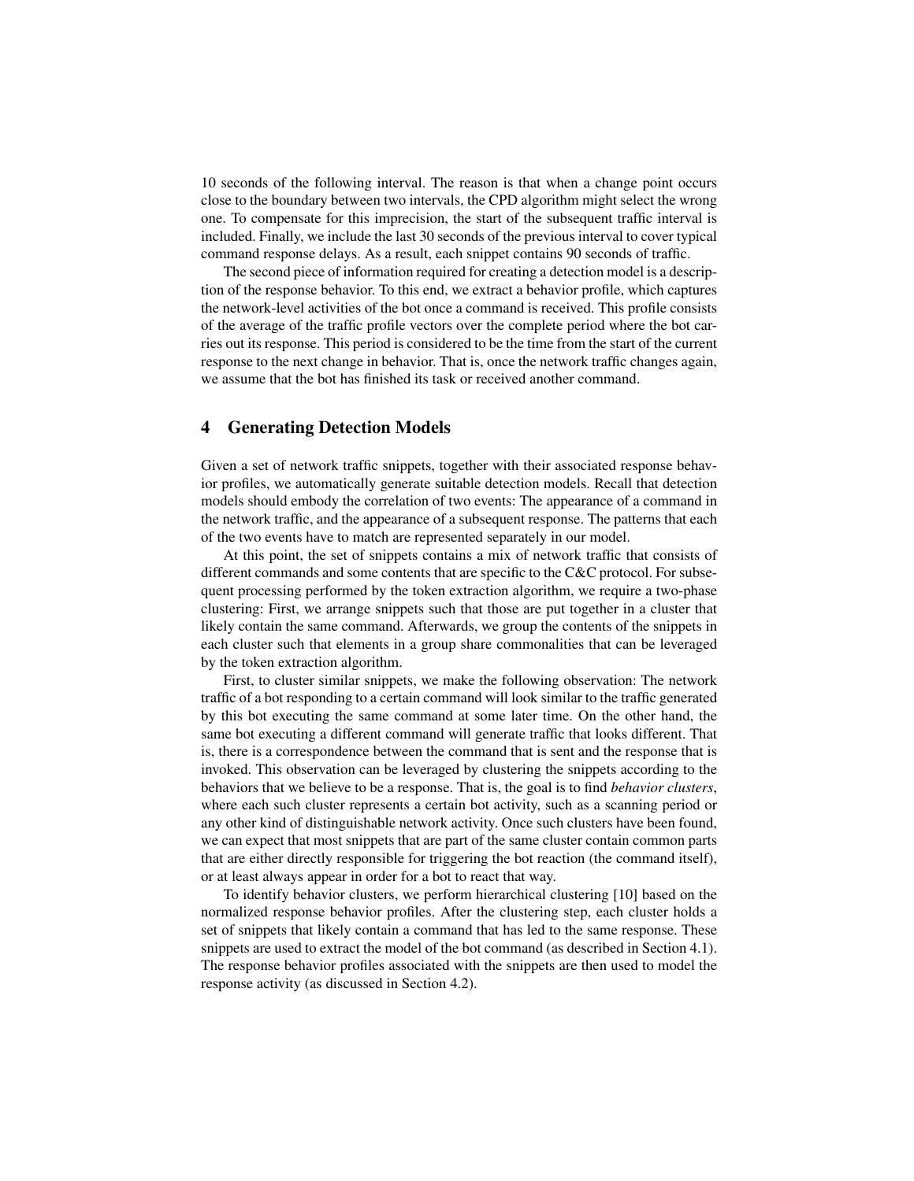10 seconds of the following interval. The reason is that when a change point occurs close to the boundary between two intervals, the CPD algorithm might select the wrong one. To compensate for this imprecision, the start of the subsequent traffic interval is included. Finally, we include the last 30 seconds of the previous interval to cover typical command response delays. As a result, each snippet contains 90 seconds of traffic.

The second piece of information required for creating a detection model is a description of the response behavior. To this end, we extract a behavior profile, which captures the network-level activities of the bot once a command is received. This profile consists of the average of the traffic profile vectors over the complete period where the bot carries out its response. This period is considered to be the time from the start of the current response to the next change in behavior. That is, once the network traffic changes again, we assume that the bot has finished its task or received another command.

## 4 Generating Detection Models

Given a set of network traffic snippets, together with their associated response behavior profiles, we automatically generate suitable detection models. Recall that detection models should embody the correlation of two events: The appearance of a command in the network traffic, and the appearance of a subsequent response. The patterns that each of the two events have to match are represented separately in our model.

At this point, the set of snippets contains a mix of network traffic that consists of different commands and some contents that are specific to the C&C protocol. For subsequent processing performed by the token extraction algorithm, we require a two-phase clustering: First, we arrange snippets such that those are put together in a cluster that likely contain the same command. Afterwards, we group the contents of the snippets in each cluster such that elements in a group share commonalities that can be leveraged by the token extraction algorithm.

First, to cluster similar snippets, we make the following observation: The network traffic of a bot responding to a certain command will look similar to the traffic generated by this bot executing the same command at some later time. On the other hand, the same bot executing a different command will generate traffic that looks different. That is, there is a correspondence between the command that is sent and the response that is invoked. This observation can be leveraged by clustering the snippets according to the behaviors that we believe to be a response. That is, the goal is to find *behavior clusters*, where each such cluster represents a certain bot activity, such as a scanning period or any other kind of distinguishable network activity. Once such clusters have been found, we can expect that most snippets that are part of the same cluster contain common parts that are either directly responsible for triggering the bot reaction (the command itself), or at least always appear in order for a bot to react that way.

To identify behavior clusters, we perform hierarchical clustering [10] based on the normalized response behavior profiles. After the clustering step, each cluster holds a set of snippets that likely contain a command that has led to the same response. These snippets are used to extract the model of the bot command (as described in Section 4.1). The response behavior profiles associated with the snippets are then used to model the response activity (as discussed in Section 4.2).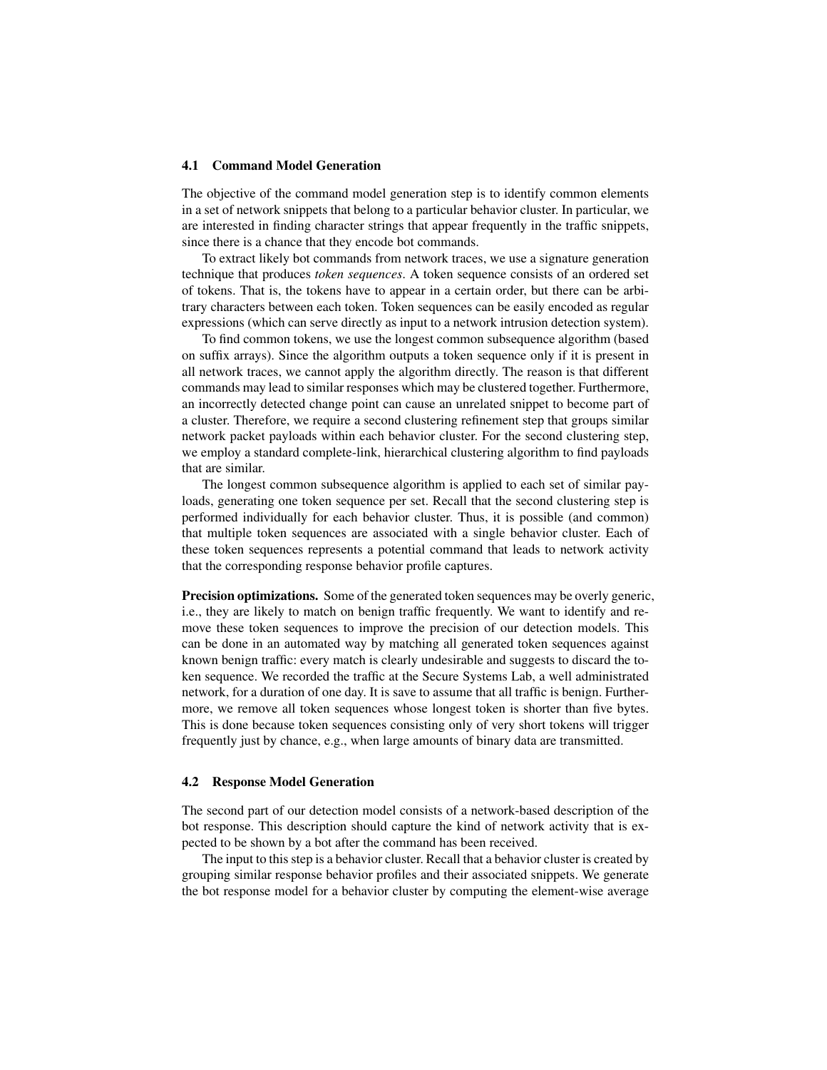### 4.1 Command Model Generation

The objective of the command model generation step is to identify common elements in a set of network snippets that belong to a particular behavior cluster. In particular, we are interested in finding character strings that appear frequently in the traffic snippets, since there is a chance that they encode bot commands.

To extract likely bot commands from network traces, we use a signature generation technique that produces *token sequences*. A token sequence consists of an ordered set of tokens. That is, the tokens have to appear in a certain order, but there can be arbitrary characters between each token. Token sequences can be easily encoded as regular expressions (which can serve directly as input to a network intrusion detection system).

To find common tokens, we use the longest common subsequence algorithm (based on suffix arrays). Since the algorithm outputs a token sequence only if it is present in all network traces, we cannot apply the algorithm directly. The reason is that different commands may lead to similar responses which may be clustered together. Furthermore, an incorrectly detected change point can cause an unrelated snippet to become part of a cluster. Therefore, we require a second clustering refinement step that groups similar network packet payloads within each behavior cluster. For the second clustering step, we employ a standard complete-link, hierarchical clustering algorithm to find payloads that are similar.

The longest common subsequence algorithm is applied to each set of similar payloads, generating one token sequence per set. Recall that the second clustering step is performed individually for each behavior cluster. Thus, it is possible (and common) that multiple token sequences are associated with a single behavior cluster. Each of these token sequences represents a potential command that leads to network activity that the corresponding response behavior profile captures.

**Precision optimizations.** Some of the generated token sequences may be overly generic, i.e., they are likely to match on benign traffic frequently. We want to identify and remove these token sequences to improve the precision of our detection models. This can be done in an automated way by matching all generated token sequences against known benign traffic: every match is clearly undesirable and suggests to discard the token sequence. We recorded the traffic at the Secure Systems Lab, a well administrated network, for a duration of one day. It is save to assume that all traffic is benign. Furthermore, we remove all token sequences whose longest token is shorter than five bytes. This is done because token sequences consisting only of very short tokens will trigger frequently just by chance, e.g., when large amounts of binary data are transmitted.

### 4.2 Response Model Generation

The second part of our detection model consists of a network-based description of the bot response. This description should capture the kind of network activity that is expected to be shown by a bot after the command has been received.

The input to this step is a behavior cluster. Recall that a behavior cluster is created by grouping similar response behavior profiles and their associated snippets. We generate the bot response model for a behavior cluster by computing the element-wise average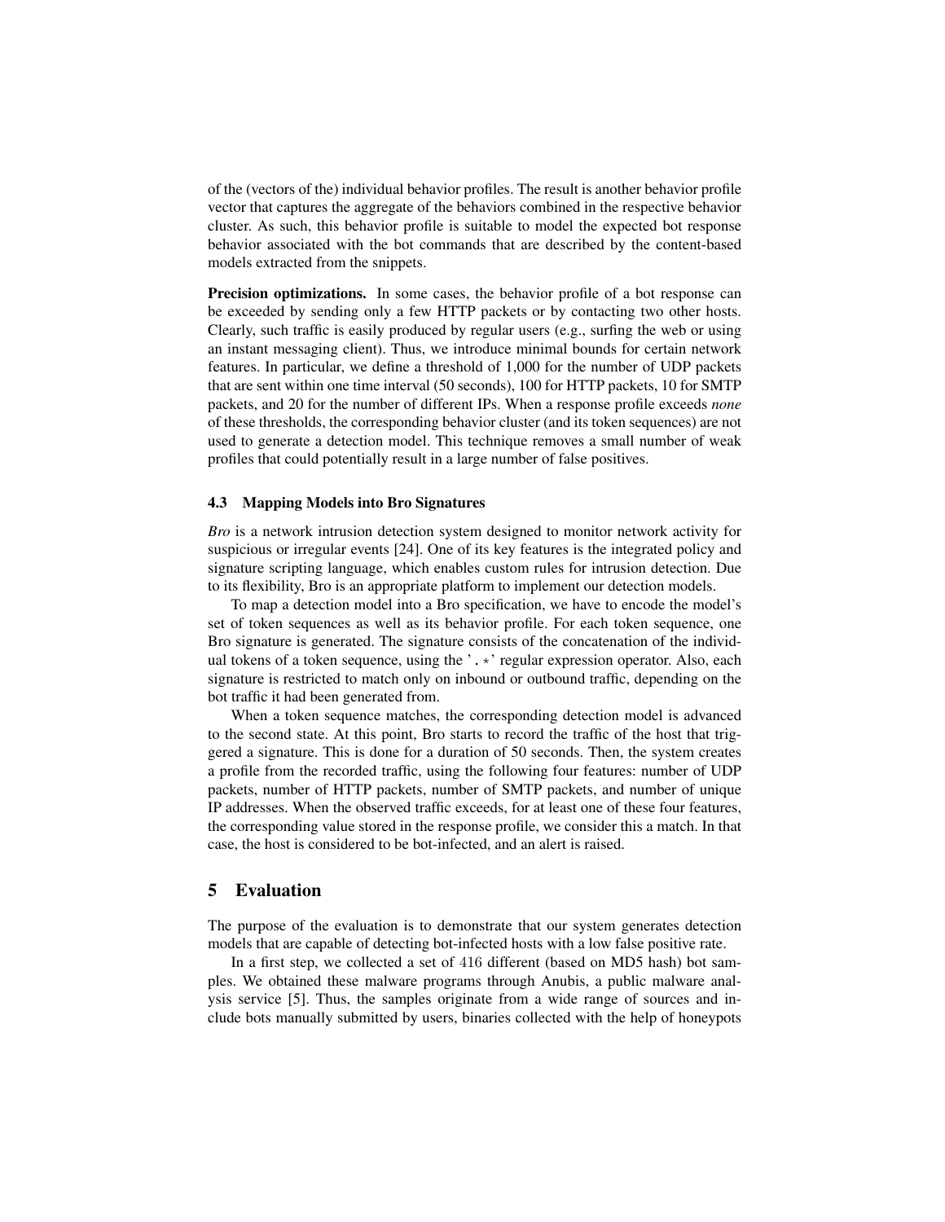of the (vectors of the) individual behavior profiles. The result is another behavior profile vector that captures the aggregate of the behaviors combined in the respective behavior cluster. As such, this behavior profile is suitable to model the expected bot response behavior associated with the bot commands that are described by the content-based models extracted from the snippets.

**Precision optimizations.** In some cases, the behavior profile of a bot response can be exceeded by sending only a few HTTP packets or by contacting two other hosts. Clearly, such traffic is easily produced by regular users (e.g., surfing the web or using an instant messaging client). Thus, we introduce minimal bounds for certain network features. In particular, we define a threshold of 1,000 for the number of UDP packets that are sent within one time interval (50 seconds), 100 for HTTP packets, 10 for SMTP packets, and 20 for the number of different IPs. When a response profile exceeds *none* of these thresholds, the corresponding behavior cluster (and its token sequences) are not used to generate a detection model. This technique removes a small number of weak profiles that could potentially result in a large number of false positives.

### 4.3 Mapping Models into Bro Signatures

*Bro* is a network intrusion detection system designed to monitor network activity for suspicious or irregular events [24]. One of its key features is the integrated policy and signature scripting language, which enables custom rules for intrusion detection. Due to its flexibility, Bro is an appropriate platform to implement our detection models.

To map a detection model into a Bro specification, we have to encode the model's set of token sequences as well as its behavior profile. For each token sequence, one Bro signature is generated. The signature consists of the concatenation of the individual tokens of a token sequence, using the '`.*`' regular expression operator. Also, each signature is restricted to match only on inbound or outbound traffic, depending on the bot traffic it had been generated from.

When a token sequence matches, the corresponding detection model is advanced to the second state. At this point, Bro starts to record the traffic of the host that triggered a signature. This is done for a duration of 50 seconds. Then, the system creates a profile from the recorded traffic, using the following four features: number of UDP packets, number of HTTP packets, number of SMTP packets, and number of unique IP addresses. When the observed traffic exceeds, for at least one of these four features, the corresponding value stored in the response profile, we consider this a match. In that case, the host is considered to be bot-infected, and an alert is raised.

## 5 Evaluation

The purpose of the evaluation is to demonstrate that our system generates detection models that are capable of detecting bot-infected hosts with a low false positive rate.

In a first step, we collected a set of 416 different (based on MD5 hash) bot samples. We obtained these malware programs through Anubis, a public malware analysis service [5]. Thus, the samples originate from a wide range of sources and include bots manually submitted by users, binaries collected with the help of honeypots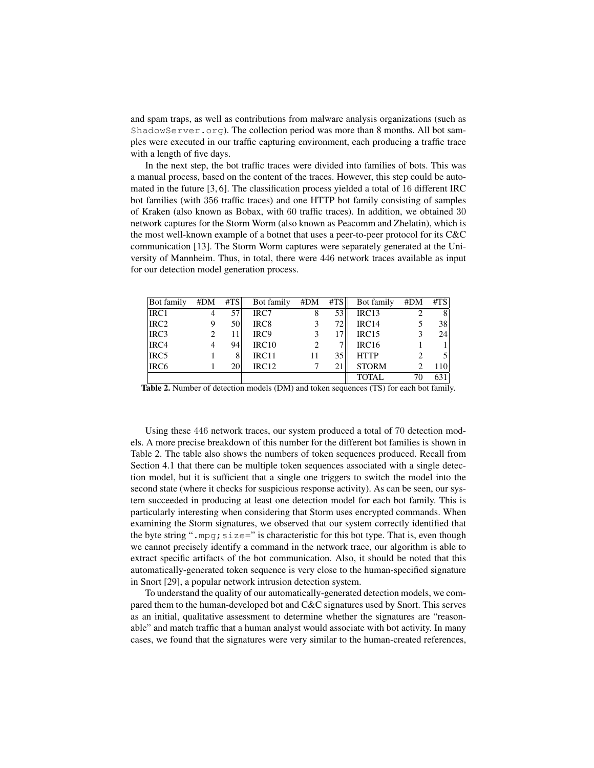and spam traps, as well as contributions from malware analysis organizations (such as ShadowServer.org). The collection period was more than 8 months. All bot samples were executed in our traffic capturing environment, each producing a traffic trace with a length of five days.

In the next step, the bot traffic traces were divided into families of bots. This was a manual process, based on the content of the traces. However, this step could be automated in the future [3, 6]. The classification process yielded a total of 16 different IRC bot families (with 356 traffic traces) and one HTTP bot family consisting of samples of Kraken (also known as Bobax, with 60 traffic traces). In addition, we obtained 30 network captures for the Storm Worm (also known as Peacomm and Zhelatin), which is the most well-known example of a botnet that uses a peer-to-peer protocol for its C&C communication [13]. The Storm Worm captures were separately generated at the University of Mannheim. Thus, in total, there were 446 network traces available as input for our detection model generation process.

| Bot family | #DM | #TS | Bot family | #DM | #TS | Bot family | #DM | #TS |
|---|---|---|---|---|---|---|---|---|
| IRC1 | 4 | 57 | IRC7 | 8 | 53 | IRC13 | 2 | 8 |
| IRC2 | 9 | 50 | IRC8 | 3 | 72 | IRC14 | 5 | 38 |
| IRC3 | 2 | 11 | IRC9 | 3 | 17 | IRC15 | 3 | 24 |
| IRC4 | 4 | 94 | IRC10 | 2 | 7 | IRC16 | 1 | 1 |
| IRC5 | 1 | 8 | IRC11 | 11 | 35 | HTTP | 2 | 5 |
| IRC6 | 1 | 20 | IRC12 | 7 | 21 | STORM | 2 | 110 |
| | | | | | | TOTAL | 70 | 631 |

**Table 2.** Number of detection models (DM) and token sequences (TS) for each bot family.

Using these 446 network traces, our system produced a total of 70 detection models. A more precise breakdown of this number for the different bot families is shown in Table 2. The table also shows the numbers of token sequences produced. Recall from Section 4.1 that there can be multiple token sequences associated with a single detection model, but it is sufficient that a single one triggers to switch the model into the second state (where it checks for suspicious response activity). As can be seen, our system succeeded in producing at least one detection model for each bot family. This is particularly interesting when considering that Storm uses encrypted commands. When examining the Storm signatures, we observed that our system correctly identified that the byte string "`.mpg;size=`" is characteristic for this bot type. That is, even though we cannot precisely identify a command in the network trace, our algorithm is able to extract specific artifacts of the bot communication. Also, it should be noted that this automatically-generated token sequence is very close to the human-specified signature in Snort [29], a popular network intrusion detection system.

To understand the quality of our automatically-generated detection models, we compared them to the human-developed bot and C&C signatures used by Snort. This serves as an initial, qualitative assessment to determine whether the signatures are "reasonable" and match traffic that a human analyst would associate with bot activity. In many cases, we found that the signatures were very similar to the human-created references,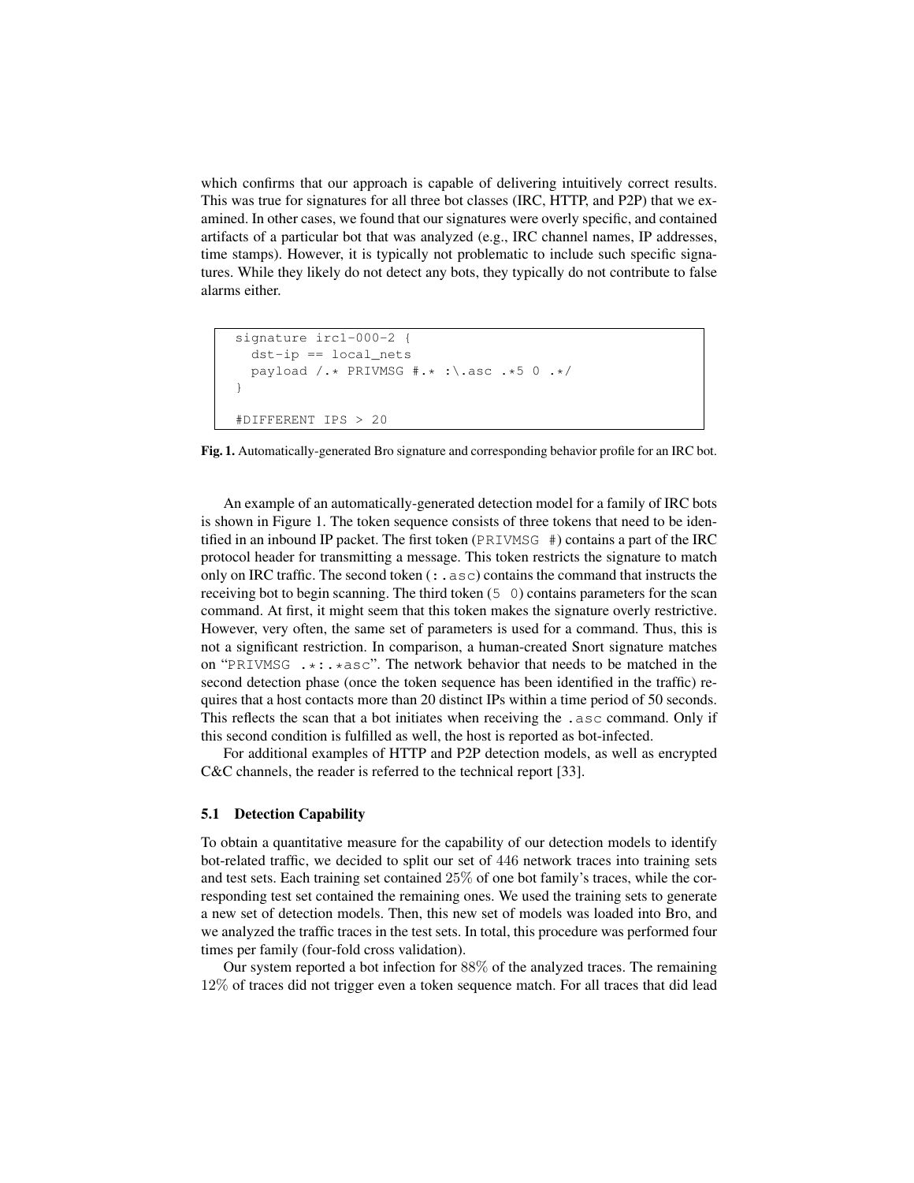which confirms that our approach is capable of delivering intuitively correct results. This was true for signatures for all three bot classes (IRC, HTTP, and P2P) that we examined. In other cases, we found that our signatures were overly specific, and contained artifacts of a particular bot that was analyzed (e.g., IRC channel names, IP addresses, time stamps). However, it is typically not problematic to include such specific signatures. While they likely do not detect any bots, they typically do not contribute to false alarms either.

```
signature irc1-000-2 {
  dst-ip == local_nets
  payload /.* PRIVMSG #.* :\.asc .*5 0 .*/
}

#DIFFERENT IPS > 20
```

**Fig. 1.** Automatically-generated Bro signature and corresponding behavior profile for an IRC bot.

An example of an automatically-generated detection model for a family of IRC bots is shown in Figure 1. The token sequence consists of three tokens that need to be identified in an inbound IP packet. The first token (`PRIVMSG #`) contains a part of the IRC protocol header for transmitting a message. This token restricts the signature to match only on IRC traffic. The second token (`:.asc`) contains the command that instructs the receiving bot to begin scanning. The third token (`5 0`) contains parameters for the scan command. At first, it might seem that this token makes the signature overly restrictive. However, very often, the same set of parameters is used for a command. Thus, this is not a significant restriction. In comparison, a human-created Snort signature matches on "`PRIVMSG .*:.*asc`". The network behavior that needs to be matched in the second detection phase (once the token sequence has been identified in the traffic) requires that a host contacts more than 20 distinct IPs within a time period of 50 seconds. This reflects the scan that a bot initiates when receiving the `.asc` command. Only if this second condition is fulfilled as well, the host is reported as bot-infected.

For additional examples of HTTP and P2P detection models, as well as encrypted C&C channels, the reader is referred to the technical report [33].

### 5.1 Detection Capability

To obtain a quantitative measure for the capability of our detection models to identify bot-related traffic, we decided to split our set of 446 network traces into training sets and test sets. Each training set contained 25% of one bot family's traces, while the corresponding test set contained the remaining ones. We used the training sets to generate a new set of detection models. Then, this new set of models was loaded into Bro, and we analyzed the traffic traces in the test sets. In total, this procedure was performed four times per family (four-fold cross validation).

Our system reported a bot infection for 88% of the analyzed traces. The remaining 12% of traces did not trigger even a token sequence match. For all traces that did lead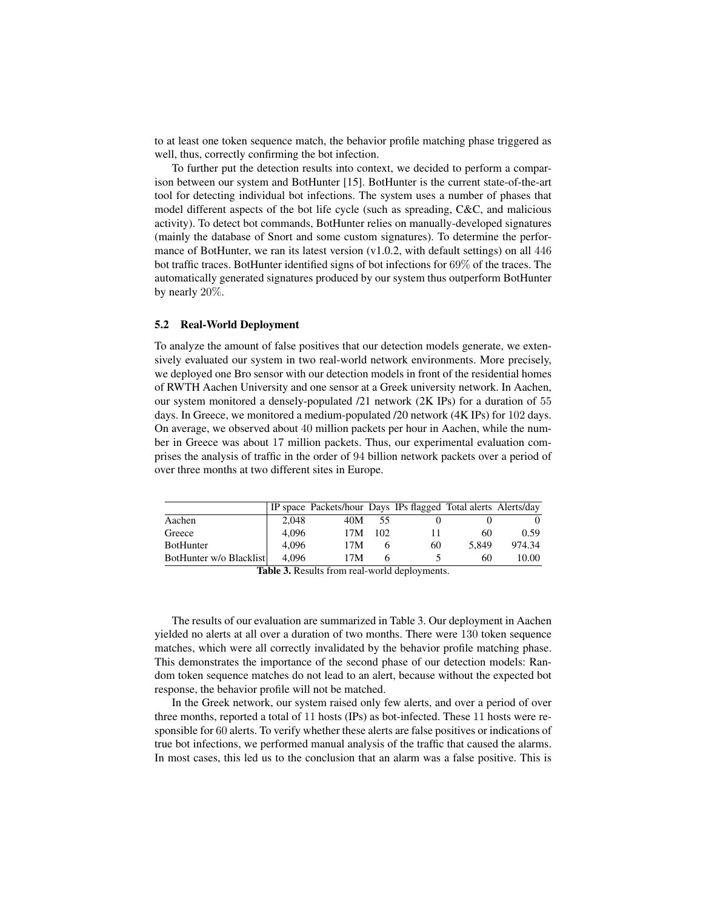to at least one token sequence match, the behavior profile matching phase triggered as well, thus, correctly confirming the bot infection.

To further put the detection results into context, we decided to perform a comparison between our system and BotHunter [15]. BotHunter is the current state-of-the-art tool for detecting individual bot infections. The system uses a number of phases that model different aspects of the bot life cycle (such as spreading, C&C, and malicious activity). To detect bot commands, BotHunter relies on manually-developed signatures (mainly the database of Snort and some custom signatures). To determine the performance of BotHunter, we ran its latest version (v1.0.2, with default settings) on all 446 bot traffic traces. BotHunter identified signs of bot infections for 69% of the traces. The automatically generated signatures produced by our system thus outperform BotHunter by nearly 20%.

### 5.2 Real-World Deployment

To analyze the amount of false positives that our detection models generate, we extensively evaluated our system in two real-world network environments. More precisely, we deployed one Bro sensor with our detection models in front of the residential homes of RWTH Aachen University and one sensor at a Greek university network. In Aachen, our system monitored a densely-populated /21 network (2K IPs) for a duration of 55 days. In Greece, we monitored a medium-populated /20 network (4K IPs) for 102 days. On average, we observed about 40 million packets per hour in Aachen, while the number in Greece was about 17 million packets. Thus, our experimental evaluation comprises the analysis of traffic in the order of 94 billion network packets over a period of over three months at two different sites in Europe.

| | IP space | Packets/hour | Days | IPs flagged | Total alerts | Alerts/day |
|---|---|---|---|---|---|---|
| Aachen | 2,048 | 40M | 55 | 0 | 0 | 0 |
| Greece | 4,096 | 17M | 102 | 11 | 60 | 0.59 |
| BotHunter | 4,096 | 17M | 6 | 60 | 5,849 | 974.34 |
| BotHunter w/o Blacklist | 4,096 | 17M | 6 | 5 | 60 | 10.00 |

**Table 3.** Results from real-world deployments.

The results of our evaluation are summarized in Table 3. Our deployment in Aachen yielded no alerts at all over a duration of two months. There were 130 token sequence matches, which were all correctly invalidated by the behavior profile matching phase. This demonstrates the importance of the second phase of our detection models: Random token sequence matches do not lead to an alert, because without the expected bot response, the behavior profile will not be matched.

In the Greek network, our system raised only few alerts, and over a period of over three months, reported a total of 11 hosts (IPs) as bot-infected. These 11 hosts were responsible for 60 alerts. To verify whether these alerts are false positives or indications of true bot infections, we performed manual analysis of the traffic that caused the alarms. In most cases, this led us to the conclusion that an alarm was a false positive. This is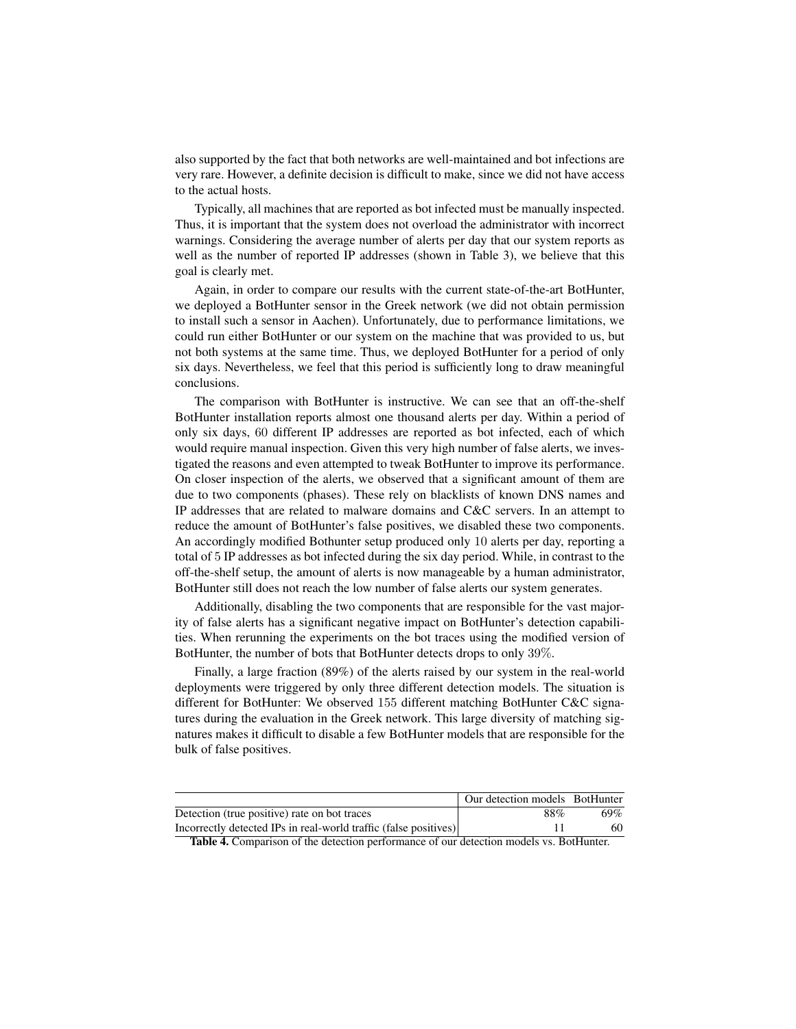also supported by the fact that both networks are well-maintained and bot infections are very rare. However, a definite decision is difficult to make, since we did not have access to the actual hosts.

Typically, all machines that are reported as bot infected must be manually inspected. Thus, it is important that the system does not overload the administrator with incorrect warnings. Considering the average number of alerts per day that our system reports as well as the number of reported IP addresses (shown in Table 3), we believe that this goal is clearly met.

Again, in order to compare our results with the current state-of-the-art BotHunter, we deployed a BotHunter sensor in the Greek network (we did not obtain permission to install such a sensor in Aachen). Unfortunately, due to performance limitations, we could run either BotHunter or our system on the machine that was provided to us, but not both systems at the same time. Thus, we deployed BotHunter for a period of only six days. Nevertheless, we feel that this period is sufficiently long to draw meaningful conclusions.

The comparison with BotHunter is instructive. We can see that an off-the-shelf BotHunter installation reports almost one thousand alerts per day. Within a period of only six days, 60 different IP addresses are reported as bot infected, each of which would require manual inspection. Given this very high number of false alerts, we investigated the reasons and even attempted to tweak BotHunter to improve its performance. On closer inspection of the alerts, we observed that a significant amount of them are due to two components (phases). These rely on blacklists of known DNS names and IP addresses that are related to malware domains and C&C servers. In an attempt to reduce the amount of BotHunter's false positives, we disabled these two components. An accordingly modified Bothunter setup produced only 10 alerts per day, reporting a total of 5 IP addresses as bot infected during the six day period. While, in contrast to the off-the-shelf setup, the amount of alerts is now manageable by a human administrator, BotHunter still does not reach the low number of false alerts our system generates.

Additionally, disabling the two components that are responsible for the vast majority of false alerts has a significant negative impact on BotHunter's detection capabilities. When rerunning the experiments on the bot traces using the modified version of BotHunter, the number of bots that BotHunter detects drops to only 39%.

Finally, a large fraction (89%) of the alerts raised by our system in the real-world deployments were triggered by only three different detection models. The situation is different for BotHunter: We observed 155 different matching BotHunter C&C signatures during the evaluation in the Greek network. This large diversity of matching signatures makes it difficult to disable a few BotHunter models that are responsible for the bulk of false positives.

| | Our detection models | BotHunter |
|---|---|---|
| Detection (true positive) rate on bot traces | 88% | 69% |
| Incorrectly detected IPs in real-world traffic (false positives) | 11 | 60 |

**Table 4.** Comparison of the detection performance of our detection models vs. BotHunter.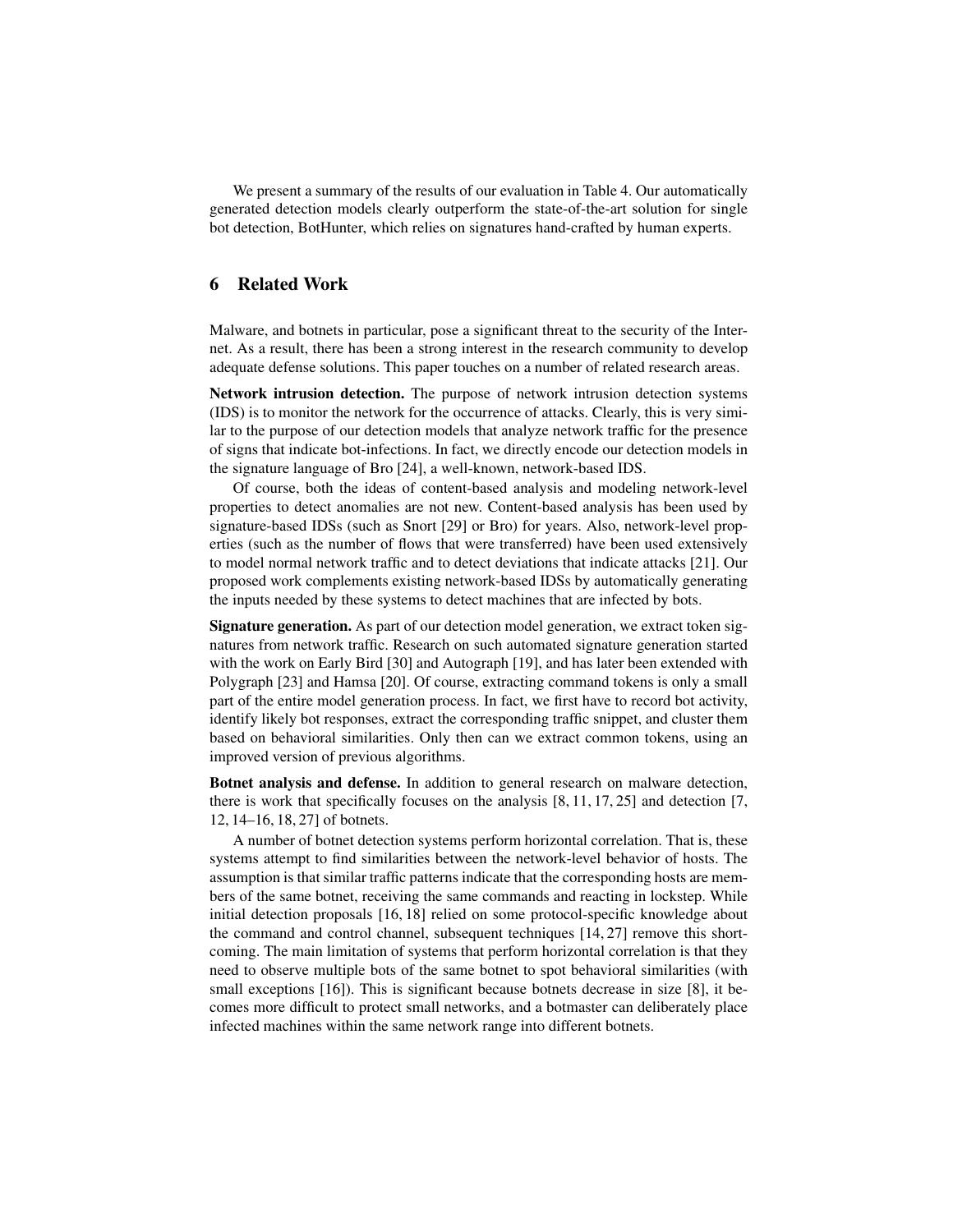We present a summary of the results of our evaluation in Table 4. Our automatically generated detection models clearly outperform the state-of-the-art solution for single bot detection, BotHunter, which relies on signatures hand-crafted by human experts.

## 6 Related Work

Malware, and botnets in particular, pose a significant threat to the security of the Internet. As a result, there has been a strong interest in the research community to develop adequate defense solutions. This paper touches on a number of related research areas.

**Network intrusion detection.** The purpose of network intrusion detection systems (IDS) is to monitor the network for the occurrence of attacks. Clearly, this is very similar to the purpose of our detection models that analyze network traffic for the presence of signs that indicate bot-infections. In fact, we directly encode our detection models in the signature language of Bro [24], a well-known, network-based IDS.

Of course, both the ideas of content-based analysis and modeling network-level properties to detect anomalies are not new. Content-based analysis has been used by signature-based IDSs (such as Snort [29] or Bro) for years. Also, network-level properties (such as the number of flows that were transferred) have been used extensively to model normal network traffic and to detect deviations that indicate attacks [21]. Our proposed work complements existing network-based IDSs by automatically generating the inputs needed by these systems to detect machines that are infected by bots.

**Signature generation.** As part of our detection model generation, we extract token signatures from network traffic. Research on such automated signature generation started with the work on Early Bird [30] and Autograph [19], and has later been extended with Polygraph [23] and Hamsa [20]. Of course, extracting command tokens is only a small part of the entire model generation process. In fact, we first have to record bot activity, identify likely bot responses, extract the corresponding traffic snippet, and cluster them based on behavioral similarities. Only then can we extract common tokens, using an improved version of previous algorithms.

**Botnet analysis and defense.** In addition to general research on malware detection, there is work that specifically focuses on the analysis [8, 11, 17, 25] and detection [7, 12, 14–16, 18, 27] of botnets.

A number of botnet detection systems perform horizontal correlation. That is, these systems attempt to find similarities between the network-level behavior of hosts. The assumption is that similar traffic patterns indicate that the corresponding hosts are members of the same botnet, receiving the same commands and reacting in lockstep. While initial detection proposals [16, 18] relied on some protocol-specific knowledge about the command and control channel, subsequent techniques [14, 27] remove this shortcoming. The main limitation of systems that perform horizontal correlation is that they need to observe multiple bots of the same botnet to spot behavioral similarities (with small exceptions [16]). This is significant because botnets decrease in size [8], it becomes more difficult to protect small networks, and a botmaster can deliberately place infected machines within the same network range into different botnets.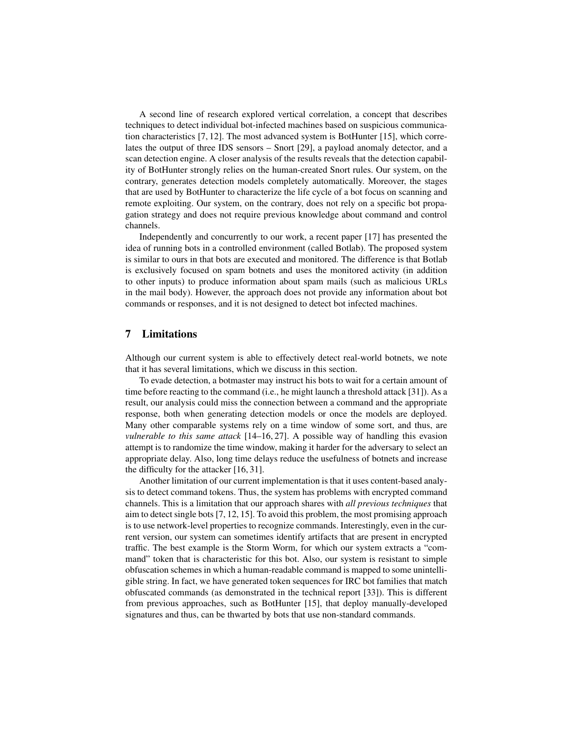A second line of research explored vertical correlation, a concept that describes techniques to detect individual bot-infected machines based on suspicious communication characteristics [7, 12]. The most advanced system is BotHunter [15], which correlates the output of three IDS sensors – Snort [29], a payload anomaly detector, and a scan detection engine. A closer analysis of the results reveals that the detection capability of BotHunter strongly relies on the human-created Snort rules. Our system, on the contrary, generates detection models completely automatically. Moreover, the stages that are used by BotHunter to characterize the life cycle of a bot focus on scanning and remote exploiting. Our system, on the contrary, does not rely on a specific bot propagation strategy and does not require previous knowledge about command and control channels.

Independently and concurrently to our work, a recent paper [17] has presented the idea of running bots in a controlled environment (called Botlab). The proposed system is similar to ours in that bots are executed and monitored. The difference is that Botlab is exclusively focused on spam botnets and uses the monitored activity (in addition to other inputs) to produce information about spam mails (such as malicious URLs in the mail body). However, the approach does not provide any information about bot commands or responses, and it is not designed to detect bot infected machines.

## 7 Limitations

Although our current system is able to effectively detect real-world botnets, we note that it has several limitations, which we discuss in this section.

To evade detection, a botmaster may instruct his bots to wait for a certain amount of time before reacting to the command (i.e., he might launch a threshold attack [31]). As a result, our analysis could miss the connection between a command and the appropriate response, both when generating detection models or once the models are deployed. Many other comparable systems rely on a time window of some sort, and thus, are *vulnerable to this same attack* [14–16, 27]. A possible way of handling this evasion attempt is to randomize the time window, making it harder for the adversary to select an appropriate delay. Also, long time delays reduce the usefulness of botnets and increase the difficulty for the attacker [16, 31].

Another limitation of our current implementation is that it uses content-based analysis to detect command tokens. Thus, the system has problems with encrypted command channels. This is a limitation that our approach shares with *all previous techniques* that aim to detect single bots [7, 12, 15]. To avoid this problem, the most promising approach is to use network-level properties to recognize commands. Interestingly, even in the current version, our system can sometimes identify artifacts that are present in encrypted traffic. The best example is the Storm Worm, for which our system extracts a "command" token that is characteristic for this bot. Also, our system is resistant to simple obfuscation schemes in which a human-readable command is mapped to some unintelligible string. In fact, we have generated token sequences for IRC bot families that match obfuscated commands (as demonstrated in the technical report [33]). This is different from previous approaches, such as BotHunter [15], that deploy manually-developed signatures and thus, can be thwarted by bots that use non-standard commands.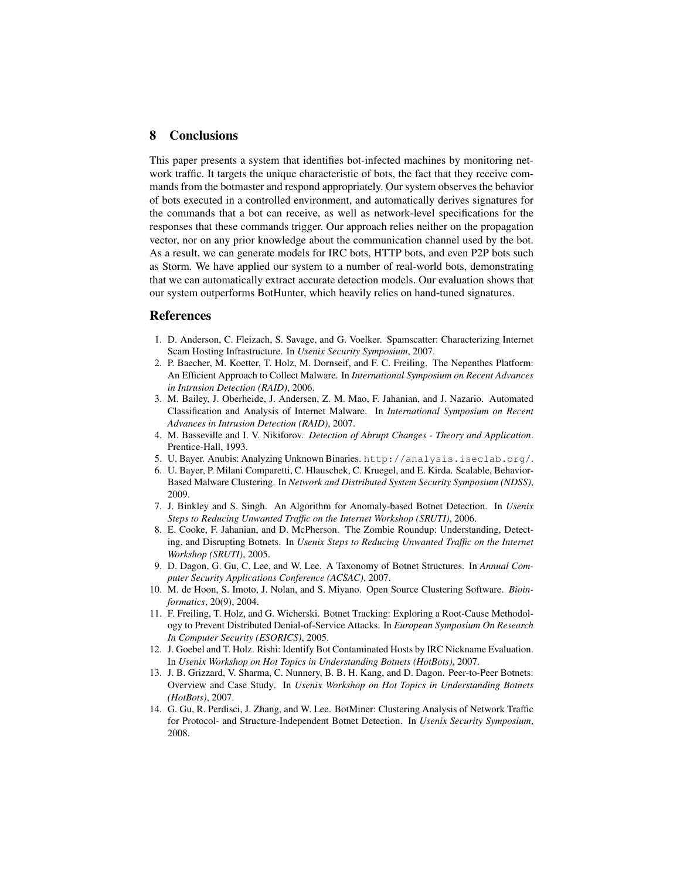## 8 Conclusions

This paper presents a system that identifies bot-infected machines by monitoring network traffic. It targets the unique characteristic of bots, the fact that they receive commands from the botmaster and respond appropriately. Our system observes the behavior of bots executed in a controlled environment, and automatically derives signatures for the commands that a bot can receive, as well as network-level specifications for the responses that these commands trigger. Our approach relies neither on the propagation vector, nor on any prior knowledge about the communication channel used by the bot. As a result, we can generate models for IRC bots, HTTP bots, and even P2P bots such as Storm. We have applied our system to a number of real-world bots, demonstrating that we can automatically extract accurate detection models. Our evaluation shows that our system outperforms BotHunter, which heavily relies on hand-tuned signatures.

## References

1. D. Anderson, C. Fleizach, S. Savage, and G. Voelker. Spamscatter: Characterizing Internet Scam Hosting Infrastructure. In *Usenix Security Symposium*, 2007.
2. P. Baecher, M. Koetter, T. Holz, M. Dornseif, and F. C. Freiling. The Nepenthes Platform: An Efficient Approach to Collect Malware. In *International Symposium on Recent Advances in Intrusion Detection (RAID)*, 2006.
3. M. Bailey, J. Oberheide, J. Andersen, Z. M. Mao, F. Jahanian, and J. Nazario. Automated Classification and Analysis of Internet Malware. In *International Symposium on Recent Advances in Intrusion Detection (RAID)*, 2007.
4. M. Basseville and I. V. Nikiforov. *Detection of Abrupt Changes - Theory and Application*. Prentice-Hall, 1993.
5. U. Bayer. Anubis: Analyzing Unknown Binaries. `http://analysis.iseclab.org/`.
6. U. Bayer, P. Milani Comparetti, C. Hlauschek, C. Kruegel, and E. Kirda. Scalable, Behavior-Based Malware Clustering. In *Network and Distributed System Security Symposium (NDSS)*, 2009.
7. J. Binkley and S. Singh. An Algorithm for Anomaly-based Botnet Detection. In *Usenix Steps to Reducing Unwanted Traffic on the Internet Workshop (SRUTI)*, 2006.
8. E. Cooke, F. Jahanian, and D. McPherson. The Zombie Roundup: Understanding, Detecting, and Disrupting Botnets. In *Usenix Steps to Reducing Unwanted Traffic on the Internet Workshop (SRUTI)*, 2005.
9. D. Dagon, G. Gu, C. Lee, and W. Lee. A Taxonomy of Botnet Structures. In *Annual Computer Security Applications Conference (ACSAC)*, 2007.
10. M. de Hoon, S. Imoto, J. Nolan, and S. Miyano. Open Source Clustering Software. *Bioinformatics*, 20(9), 2004.
11. F. Freiling, T. Holz, and G. Wicherski. Botnet Tracking: Exploring a Root-Cause Methodology to Prevent Distributed Denial-of-Service Attacks. In *European Symposium On Research In Computer Security (ESORICS)*, 2005.
12. J. Goebel and T. Holz. Rishi: Identify Bot Contaminated Hosts by IRC Nickname Evaluation. In *Usenix Workshop on Hot Topics in Understanding Botnets (HotBots)*, 2007.
13. J. B. Grizzard, V. Sharma, C. Nunnery, B. B. H. Kang, and D. Dagon. Peer-to-Peer Botnets: Overview and Case Study. In *Usenix Workshop on Hot Topics in Understanding Botnets (HotBots)*, 2007.
14. G. Gu, R. Perdisci, J. Zhang, and W. Lee. BotMiner: Clustering Analysis of Network Traffic for Protocol- and Structure-Independent Botnet Detection. In *Usenix Security Symposium*, 2008.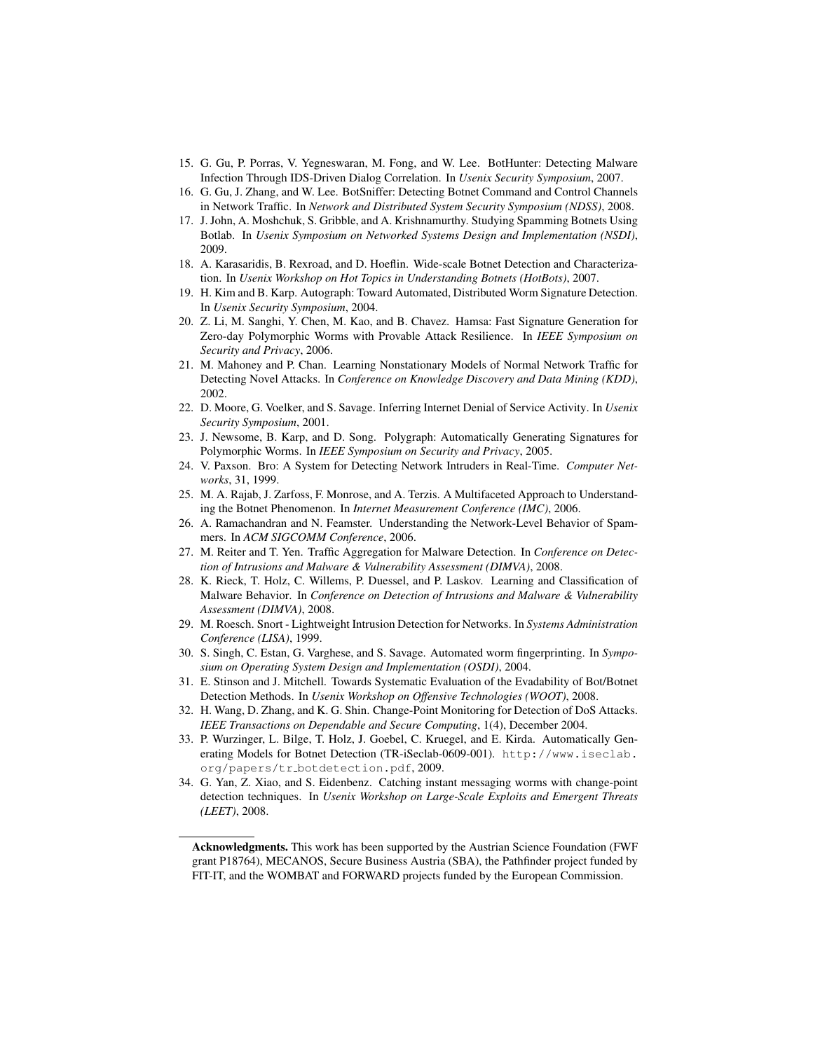15. G. Gu, P. Porras, V. Yegneswaran, M. Fong, and W. Lee. BotHunter: Detecting Malware Infection Through IDS-Driven Dialog Correlation. In *Usenix Security Symposium*, 2007.
16. G. Gu, J. Zhang, and W. Lee. BotSniffer: Detecting Botnet Command and Control Channels in Network Traffic. In *Network and Distributed System Security Symposium (NDSS)*, 2008.
17. J. John, A. Moshchuk, S. Gribble, and A. Krishnamurthy. Studying Spamming Botnets Using Botlab. In *Usenix Symposium on Networked Systems Design and Implementation (NSDI)*, 2009.
18. A. Karasaridis, B. Rexroad, and D. Hoeflin. Wide-scale Botnet Detection and Characterization. In *Usenix Workshop on Hot Topics in Understanding Botnets (HotBots)*, 2007.
19. H. Kim and B. Karp. Autograph: Toward Automated, Distributed Worm Signature Detection. In *Usenix Security Symposium*, 2004.
20. Z. Li, M. Sanghi, Y. Chen, M. Kao, and B. Chavez. Hamsa: Fast Signature Generation for Zero-day Polymorphic Worms with Provable Attack Resilience. In *IEEE Symposium on Security and Privacy*, 2006.
21. M. Mahoney and P. Chan. Learning Nonstationary Models of Normal Network Traffic for Detecting Novel Attacks. In *Conference on Knowledge Discovery and Data Mining (KDD)*, 2002.
22. D. Moore, G. Voelker, and S. Savage. Inferring Internet Denial of Service Activity. In *Usenix Security Symposium*, 2001.
23. J. Newsome, B. Karp, and D. Song. Polygraph: Automatically Generating Signatures for Polymorphic Worms. In *IEEE Symposium on Security and Privacy*, 2005.
24. V. Paxson. Bro: A System for Detecting Network Intruders in Real-Time. *Computer Networks*, 31, 1999.
25. M. A. Rajab, J. Zarfoss, F. Monrose, and A. Terzis. A Multifaceted Approach to Understanding the Botnet Phenomenon. In *Internet Measurement Conference (IMC)*, 2006.
26. A. Ramachandran and N. Feamster. Understanding the Network-Level Behavior of Spammers. In *ACM SIGCOMM Conference*, 2006.
27. M. Reiter and T. Yen. Traffic Aggregation for Malware Detection. In *Conference on Detection of Intrusions and Malware & Vulnerability Assessment (DIMVA)*, 2008.
28. K. Rieck, T. Holz, C. Willems, P. Duessel, and P. Laskov. Learning and Classification of Malware Behavior. In *Conference on Detection of Intrusions and Malware & Vulnerability Assessment (DIMVA)*, 2008.
29. M. Roesch. Snort - Lightweight Intrusion Detection for Networks. In *Systems Administration Conference (LISA)*, 1999.
30. S. Singh, C. Estan, G. Varghese, and S. Savage. Automated worm fingerprinting. In *Symposium on Operating System Design and Implementation (OSDI)*, 2004.
31. E. Stinson and J. Mitchell. Towards Systematic Evaluation of the Evadability of Bot/Botnet Detection Methods. In *Usenix Workshop on Offensive Technologies (WOOT)*, 2008.
32. H. Wang, D. Zhang, and K. G. Shin. Change-Point Monitoring for Detection of DoS Attacks. *IEEE Transactions on Dependable and Secure Computing*, 1(4), December 2004.
33. P. Wurzinger, L. Bilge, T. Holz, J. Goebel, C. Kruegel, and E. Kirda. Automatically Generating Models for Botnet Detection (TR-iSeclab-0609-001). `http://www.iseclab.org/papers/tr_botdetection.pdf`, 2009.
34. G. Yan, Z. Xiao, and S. Eidenbenz. Catching instant messaging worms with change-point detection techniques. In *Usenix Workshop on Large-Scale Exploits and Emergent Threats (LEET)*, 2008.

---

**Acknowledgments.** This work has been supported by the Austrian Science Foundation (FWF grant P18764), MECANOS, Secure Business Austria (SBA), the Pathfinder project funded by FIT-IT, and the WOMBAT and FORWARD projects funded by the European Commission.